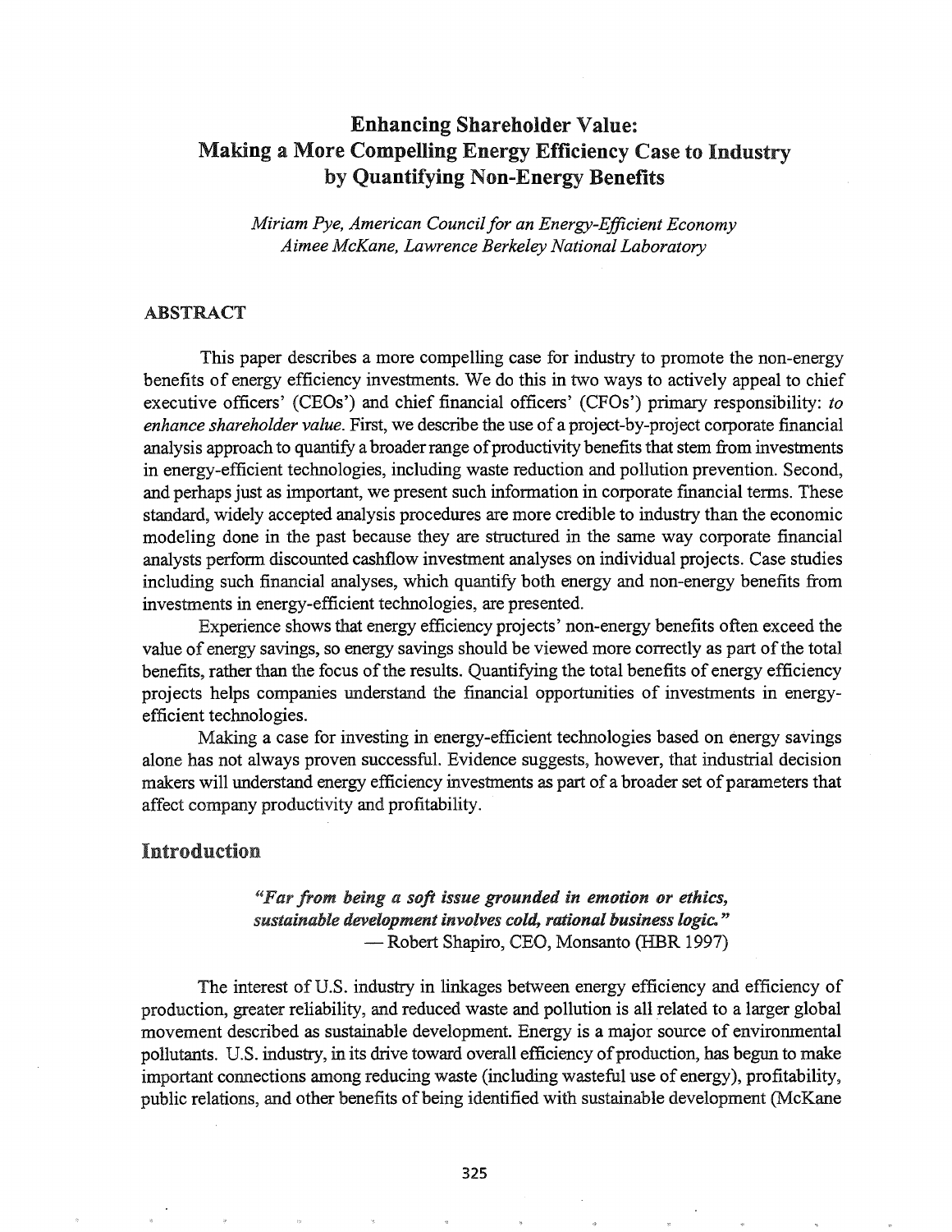# Enhancing Shareholder Value: Making a More Compelling Energy Efficiency Case to Industry by Quantifying Non-Energy Benefits

*Miriam Pye, American Council for an Energy-Efficient Economy*
*Aimee McKane, Lawrence Berkeley National Laboratory*

## ABSTRACT

This paper describes a more compelling case for industry to promote the non-energy benefits of energy efficiency investments. We do this in two ways to actively appeal to chief executive officers' (CEOs') and chief financial officers' (CFOs') primary responsibility: *to enhance shareholder value.* First, we describe the use of a project-by-project corporate financial analysis approach to quantify a broader range of productivity benefits that stem from investments in energy-efficient technologies, including waste reduction and pollution prevention. Second, and perhaps just as important, we present such information in corporate financial terms. These standard, widely accepted analysis procedures are more credible to industry than the economic modeling done in the past because they are structured in the same way corporate financial analysts perform discounted cashflow investment analyses on individual projects. Case studies including such financial analyses, which quantify both energy and non-energy benefits from investments in energy-efficient technologies, are presented.

Experience shows that energy efficiency projects' non-energy benefits often exceed the value of energy savings, so energy savings should be viewed more correctly as part of the total benefits, rather than the focus of the results. Quantifying the total benefits of energy efficiency projects helps companies understand the financial opportunities of investments in energy-efficient technologies.

Making a case for investing in energy-efficient technologies based on energy savings alone has not always proven successful. Evidence suggests, however, that industrial decision makers will understand energy efficiency investments as part of a broader set of parameters that affect company productivity and profitability.

## Introduction

> ***"Far from being a soft issue grounded in emotion or ethics, sustainable development involves cold, rational business logic."***
> — Robert Shapiro, CEO, Monsanto (HBR 1997)

The interest of U.S. industry in linkages between energy efficiency and efficiency of production, greater reliability, and reduced waste and pollution is all related to a larger global movement described as sustainable development. Energy is a major source of environmental pollutants. U.S. industry, in its drive toward overall efficiency of production, has begun to make important connections among reducing waste (including wasteful use of energy), profitability, public relations, and other benefits of being identified with sustainable development (McKane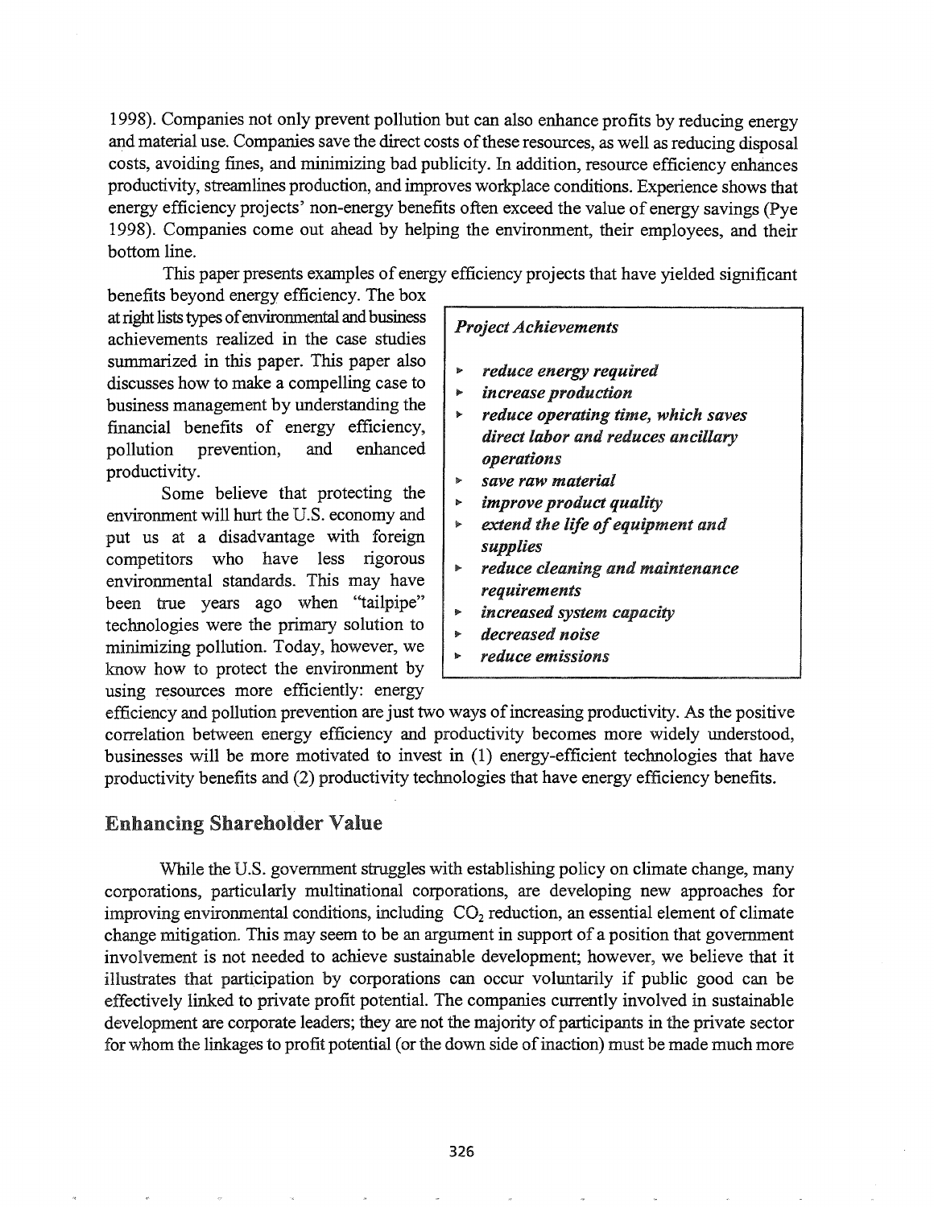1998). Companies not only prevent pollution but can also enhance profits by reducing energy and material use. Companies save the direct costs of these resources, as well as reducing disposal costs, avoiding fines, and minimizing bad publicity. In addition, resource efficiency enhances productivity, streamlines production, and improves workplace conditions. Experience shows that energy efficiency projects' non-energy benefits often exceed the value of energy savings (Pye 1998). Companies come out ahead by helping the environment, their employees, and their bottom line.

This paper presents examples of energy efficiency projects that have yielded significant benefits beyond energy efficiency. The box at right lists types of environmental and business achievements realized in the case studies summarized in this paper. This paper also discusses how to make a compelling case to business management by understanding the financial benefits of energy efficiency, pollution prevention, and enhanced productivity.

> ***Project Achievements***
>
> - ***reduce energy required***
> - ***increase production***
> - ***reduce operating time, which saves direct labor and reduces ancillary operations***
> - ***save raw material***
> - ***improve product quality***
> - ***extend the life of equipment and supplies***
> - ***reduce cleaning and maintenance requirements***
> - ***increased system capacity***
> - ***decreased noise***
> - ***reduce emissions***

Some believe that protecting the environment will hurt the U.S. economy and put us at a disadvantage with foreign competitors who have less rigorous environmental standards. This may have been true years ago when "tailpipe" technologies were the primary solution to minimizing pollution. Today, however, we know how to protect the environment by using resources more efficiently: energy efficiency and pollution prevention are just two ways of increasing productivity. As the positive correlation between energy efficiency and productivity becomes more widely understood, businesses will be more motivated to invest in (1) energy-efficient technologies that have productivity benefits and (2) productivity technologies that have energy efficiency benefits.

## Enhancing Shareholder Value

While the U.S. government struggles with establishing policy on climate change, many corporations, particularly multinational corporations, are developing new approaches for improving environmental conditions, including $CO_2$ reduction, an essential element of climate change mitigation. This may seem to be an argument in support of a position that government involvement is not needed to achieve sustainable development; however, we believe that it illustrates that participation by corporations can occur voluntarily if public good can be effectively linked to private profit potential. The companies currently involved in sustainable development are corporate leaders; they are not the majority of participants in the private sector for whom the linkages to profit potential (or the down side of inaction) must be made much more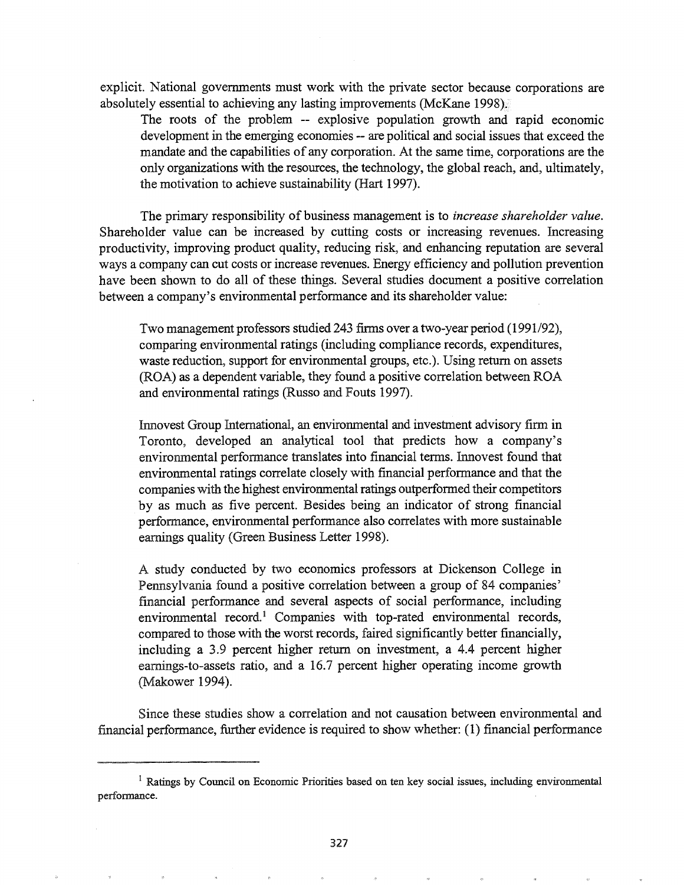explicit. National governments must work with the private sector because corporations are absolutely essential to achieving any lasting improvements (McKane 1998).

> The roots of the problem -- explosive population growth and rapid economic development in the emerging economies -- are political and social issues that exceed the mandate and the capabilities of any corporation. At the same time, corporations are the only organizations with the resources, the technology, the global reach, and, ultimately, the motivation to achieve sustainability (Hart 1997).

The primary responsibility of business management is to *increase shareholder value*. Shareholder value can be increased by cutting costs or increasing revenues. Increasing productivity, improving product quality, reducing risk, and enhancing reputation are several ways a company can cut costs or increase revenues. Energy efficiency and pollution prevention have been shown to do all of these things. Several studies document a positive correlation between a company's environmental performance and its shareholder value:

> Two management professors studied 243 firms over a two-year period (1991/92), comparing environmental ratings (including compliance records, expenditures, waste reduction, support for environmental groups, etc.). Using return on assets (ROA) as a dependent variable, they found a positive correlation between ROA and environmental ratings (Russo and Fouts 1997).

> Innovest Group International, an environmental and investment advisory firm in Toronto, developed an analytical tool that predicts how a company's environmental performance translates into financial terms. Innovest found that environmental ratings correlate closely with financial performance and that the companies with the highest environmental ratings outperformed their competitors by as much as five percent. Besides being an indicator of strong financial performance, environmental performance also correlates with more sustainable earnings quality (Green Business Letter 1998).

> A study conducted by two economics professors at Dickenson College in Pennsylvania found a positive correlation between a group of 84 companies' financial performance and several aspects of social performance, including environmental record.[1] Companies with top-rated environmental records, compared to those with the worst records, faired significantly better financially, including a 3.9 percent higher return on investment, a 4.4 percent higher earnings-to-assets ratio, and a 16.7 percent higher operating income growth (Makower 1994).

Since these studies show a correlation and not causation between environmental and financial performance, further evidence is required to show whether: (1) financial performance

---

[1] Ratings by Council on Economic Priorities based on ten key social issues, including environmental performance.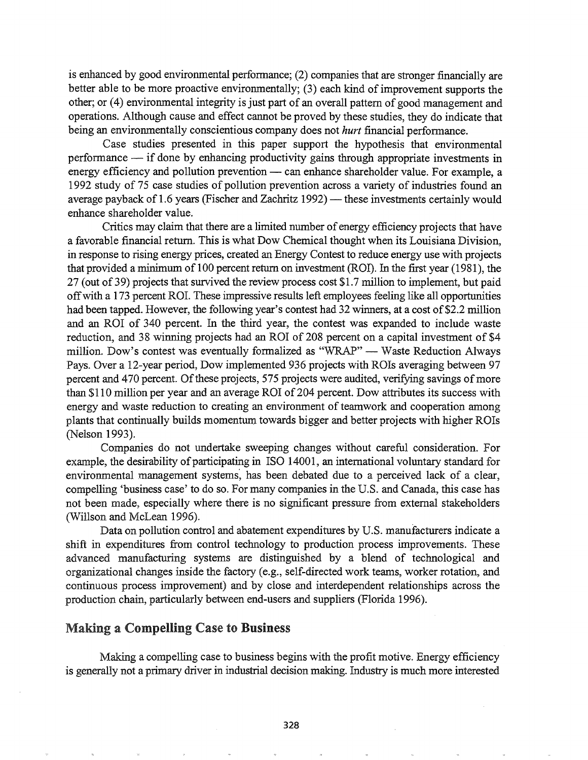is enhanced by good environmental performance; (2) companies that are stronger financially are better able to be more proactive environmentally; (3) each kind of improvement supports the other; or (4) environmental integrity is just part of an overall pattern of good management and operations. Although cause and effect cannot be proved by these studies, they do indicate that being an environmentally conscientious company does not *hurt* financial performance.

Case studies presented in this paper support the hypothesis that environmental performance — if done by enhancing productivity gains through appropriate investments in energy efficiency and pollution prevention — can enhance shareholder value. For example, a 1992 study of 75 case studies of pollution prevention across a variety of industries found an average payback of 1.6 years (Fischer and Zachritz 1992) — these investments certainly would enhance shareholder value.

Critics may claim that there are a limited number of energy efficiency projects that have a favorable financial return. This is what Dow Chemical thought when its Louisiana Division, in response to rising energy prices, created an Energy Contest to reduce energy use with projects that provided a minimum of 100 percent return on investment (ROI). In the first year (1981), the 27 (out of 39) projects that survived the review process cost $1.7 million to implement, but paid off with a 173 percent ROI. These impressive results left employees feeling like all opportunities had been tapped. However, the following year's contest had 32 winners, at a cost of $2.2 million and an ROI of 340 percent. In the third year, the contest was expanded to include waste reduction, and 38 winning projects had an ROI of 208 percent on a capital investment of $4 million. Dow's contest was eventually formalized as "WRAP" — Waste Reduction Always Pays. Over a 12-year period, Dow implemented 936 projects with ROIs averaging between 97 percent and 470 percent. Of these projects, 575 projects were audited, verifying savings of more than $110 million per year and an average ROI of 204 percent. Dow attributes its success with energy and waste reduction to creating an environment of teamwork and cooperation among plants that continually builds momentum towards bigger and better projects with higher ROIs (Nelson 1993).

Companies do not undertake sweeping changes without careful consideration. For example, the desirability of participating in ISO 14001, an international voluntary standard for environmental management systems, has been debated due to a perceived lack of a clear, compelling 'business case' to do so. For many companies in the U.S. and Canada, this case has not been made, especially where there is no significant pressure from external stakeholders (Willson and McLean 1996).

Data on pollution control and abatement expenditures by U.S. manufacturers indicate a shift in expenditures from control technology to production process improvements. These advanced manufacturing systems are distinguished by a blend of technological and organizational changes inside the factory (e.g., self-directed work teams, worker rotation, and continuous process improvement) and by close and interdependent relationships across the production chain, particularly between end-users and suppliers (Florida 1996).

## Making a Compelling Case to Business

Making a compelling case to business begins with the profit motive. Energy efficiency is generally not a primary driver in industrial decision making. Industry is much more interested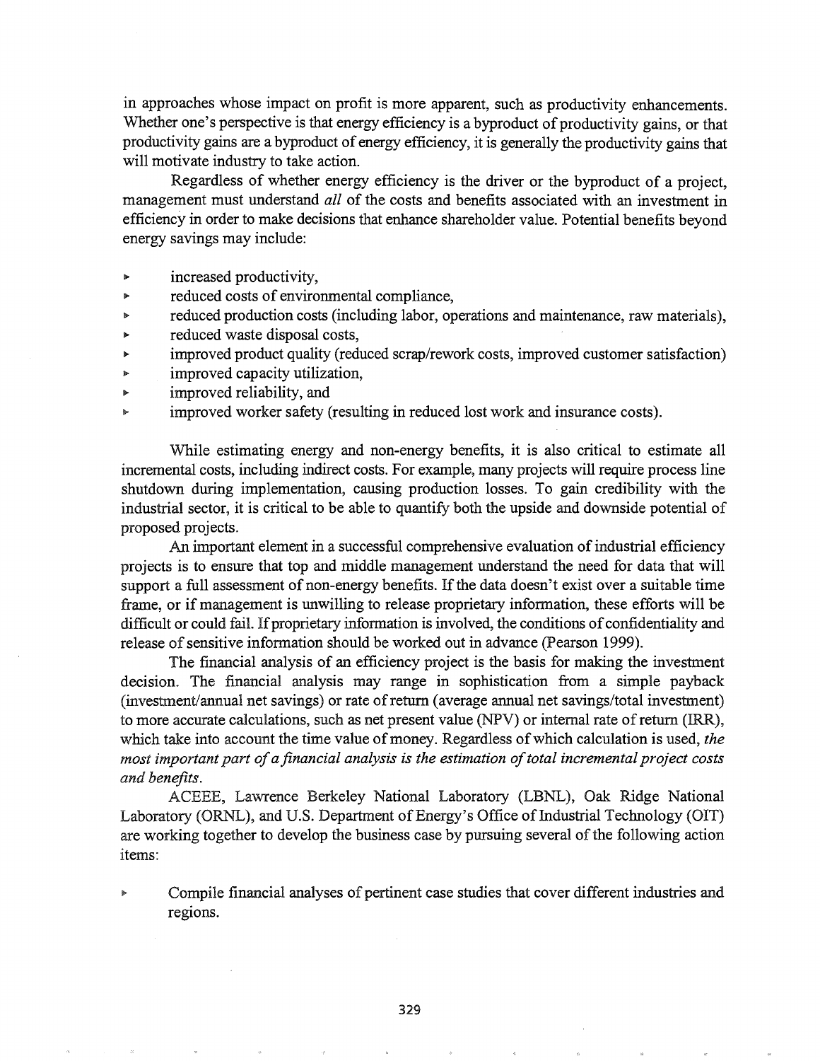in approaches whose impact on profit is more apparent, such as productivity enhancements. Whether one's perspective is that energy efficiency is a byproduct of productivity gains, or that productivity gains are a byproduct of energy efficiency, it is generally the productivity gains that will motivate industry to take action.

Regardless of whether energy efficiency is the driver or the byproduct of a project, management must understand *all* of the costs and benefits associated with an investment in efficiency in order to make decisions that enhance shareholder value. Potential benefits beyond energy savings may include:

- increased productivity,
- reduced costs of environmental compliance,
- reduced production costs (including labor, operations and maintenance, raw materials),
- reduced waste disposal costs,
- improved product quality (reduced scrap/rework costs, improved customer satisfaction)
- improved capacity utilization,
- improved reliability, and
- improved worker safety (resulting in reduced lost work and insurance costs).

While estimating energy and non-energy benefits, it is also critical to estimate all incremental costs, including indirect costs. For example, many projects will require process line shutdown during implementation, causing production losses. To gain credibility with the industrial sector, it is critical to be able to quantify both the upside and downside potential of proposed projects.

An important element in a successful comprehensive evaluation of industrial efficiency projects is to ensure that top and middle management understand the need for data that will support a full assessment of non-energy benefits. If the data doesn't exist over a suitable time frame, or if management is unwilling to release proprietary information, these efforts will be difficult or could fail. If proprietary information is involved, the conditions of confidentiality and release of sensitive information should be worked out in advance (Pearson 1999).

The financial analysis of an efficiency project is the basis for making the investment decision. The financial analysis may range in sophistication from a simple payback (investment/annual net savings) or rate of return (average annual net savings/total investment) to more accurate calculations, such as net present value (NPV) or internal rate of return (IRR), which take into account the time value of money. Regardless of which calculation is used, *the most important part of a financial analysis is the estimation of total incremental project costs and benefits*.

ACEEE, Lawrence Berkeley National Laboratory (LBNL), Oak Ridge National Laboratory (ORNL), and U.S. Department of Energy's Office of Industrial Technology (OIT) are working together to develop the business case by pursuing several of the following action items:

- Compile financial analyses of pertinent case studies that cover different industries and regions.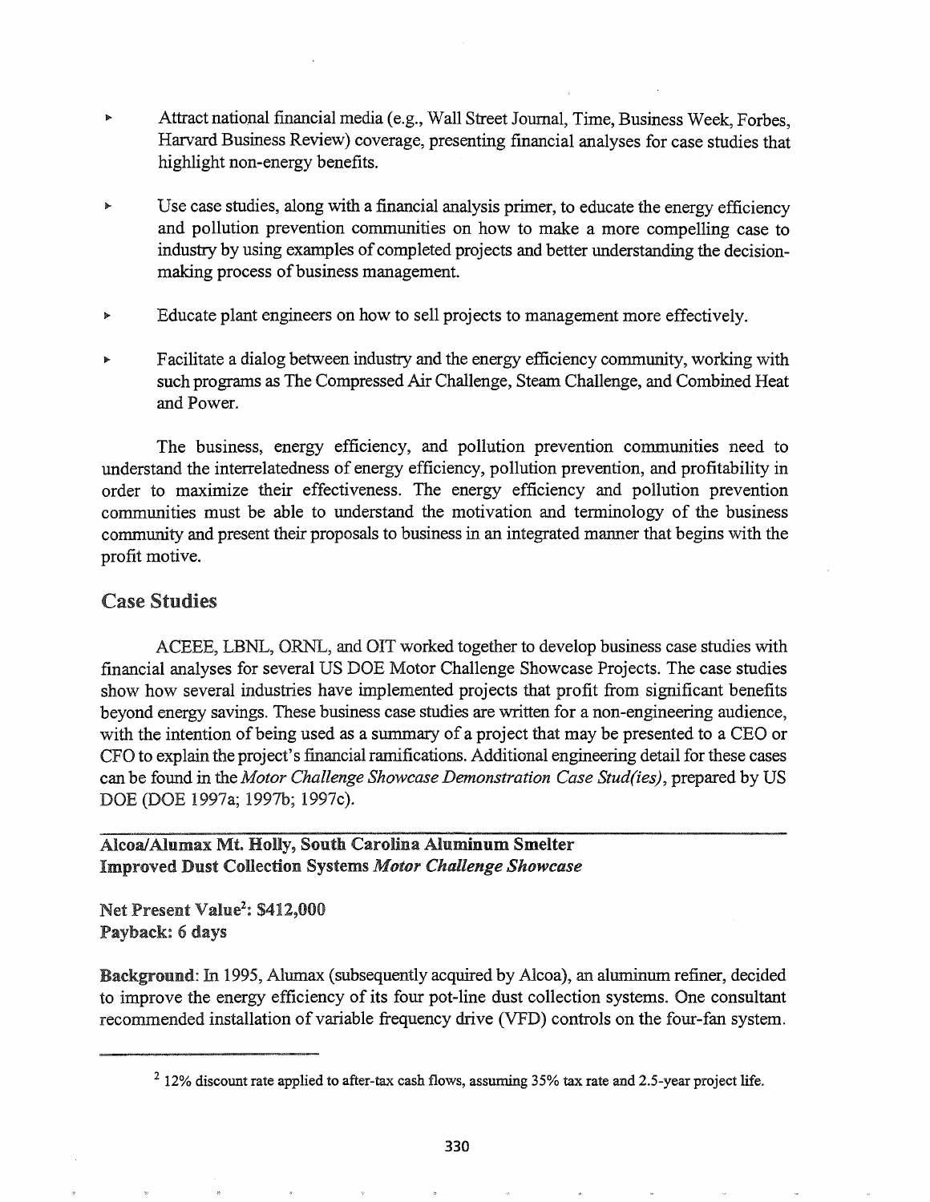- Attract national financial media (e.g., Wall Street Journal, Time, Business Week, Forbes, Harvard Business Review) coverage, presenting financial analyses for case studies that highlight non-energy benefits.
- Use case studies, along with a financial analysis primer, to educate the energy efficiency and pollution prevention communities on how to make a more compelling case to industry by using examples of completed projects and better understanding the decision-making process of business management.
- Educate plant engineers on how to sell projects to management more effectively.
- Facilitate a dialog between industry and the energy efficiency community, working with such programs as The Compressed Air Challenge, Steam Challenge, and Combined Heat and Power.

The business, energy efficiency, and pollution prevention communities need to understand the interrelatedness of energy efficiency, pollution prevention, and profitability in order to maximize their effectiveness. The energy efficiency and pollution prevention communities must be able to understand the motivation and terminology of the business community and present their proposals to business in an integrated manner that begins with the profit motive.

## Case Studies

ACEEE, LBNL, ORNL, and OIT worked together to develop business case studies with financial analyses for several US DOE Motor Challenge Showcase Projects. The case studies show how several industries have implemented projects that profit from significant benefits beyond energy savings. These business case studies are written for a non-engineering audience, with the intention of being used as a summary of a project that may be presented to a CEO or CFO to explain the project's financial ramifications. Additional engineering detail for these cases can be found in the *Motor Challenge Showcase Demonstration Case Stud(ies)*, prepared by US DOE (DOE 1997a; 1997b; 1997c).

---

**Alcoa/Alumax Mt. Holly, South Carolina Aluminum Smelter**
**Improved Dust Collection Systems *Motor Challenge Showcase***

**Net Present Value[2]: $412,000**
**Payback: 6 days**

**Background**: In 1995, Alumax (subsequently acquired by Alcoa), an aluminum refiner, decided to improve the energy efficiency of its four pot-line dust collection systems. One consultant recommended installation of variable frequency drive (VFD) controls on the four-fan system.

---

[2] 12% discount rate applied to after-tax cash flows, assuming 35% tax rate and 2.5-year project life.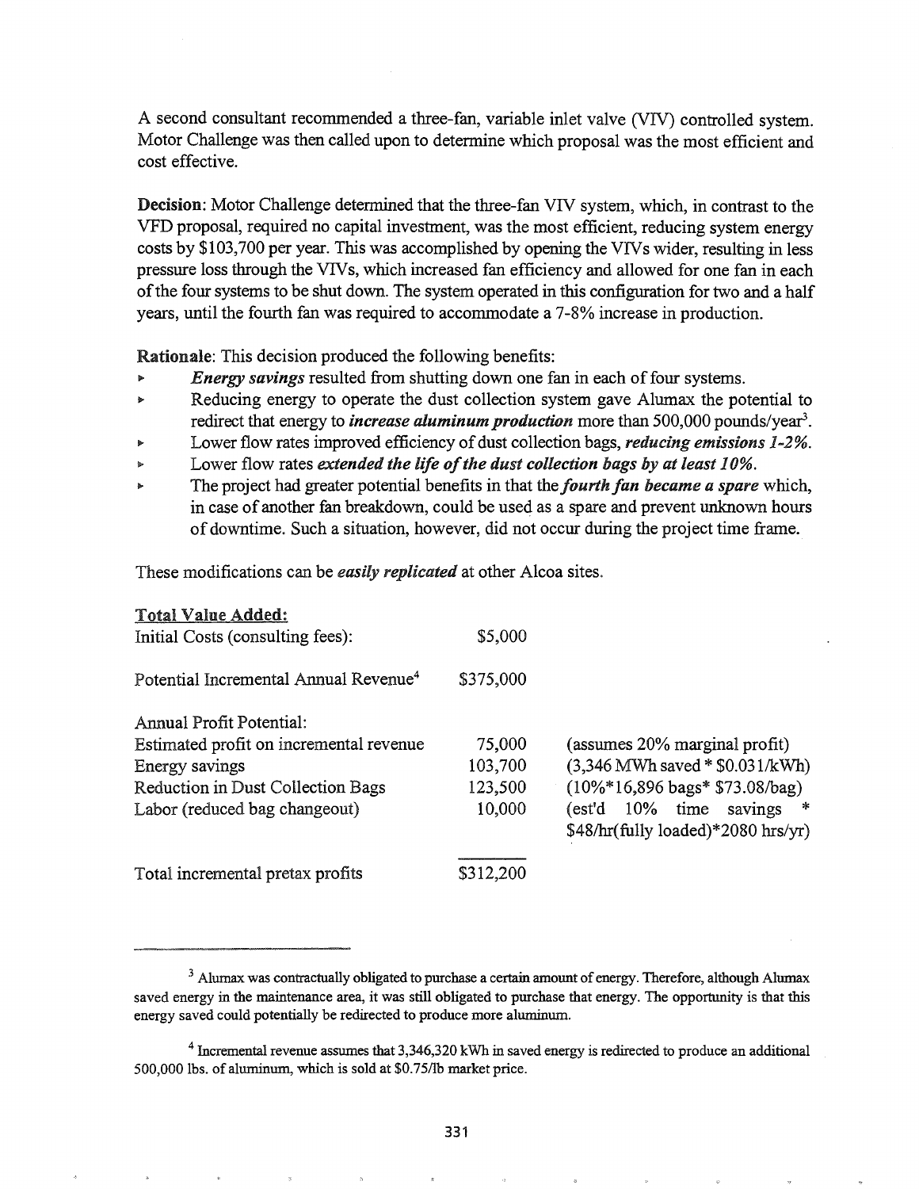A second consultant recommended a three-fan, variable inlet valve (VIV) controlled system. Motor Challenge was then called upon to determine which proposal was the most efficient and cost effective.

**Decision**: Motor Challenge determined that the three-fan VIV system, which, in contrast to the VFD proposal, required no capital investment, was the most efficient, reducing system energy costs by $103,700 per year. This was accomplished by opening the VIVs wider, resulting in less pressure loss through the VIVs, which increased fan efficiency and allowed for one fan in each of the four systems to be shut down. The system operated in this configuration for two and a half years, until the fourth fan was required to accommodate a 7-8% increase in production.

**Rationale**: This decision produced the following benefits:

- ***Energy savings*** resulted from shutting down one fan in each of four systems.
- Reducing energy to operate the dust collection system gave Alumax the potential to redirect that energy to ***increase aluminum production*** more than 500,000 pounds/year[3].
- Lower flow rates improved efficiency of dust collection bags, ***reducing emissions 1-2%.***
- Lower flow rates ***extended the life of the dust collection bags by at least 10%.***
- The project had greater potential benefits in that the ***fourth fan became a spare*** which, in case of another fan breakdown, could be used as a spare and prevent unknown hours of downtime. Such a situation, however, did not occur during the project time frame.

These modifications can be ***easily replicated*** at other Alcoa sites.

**Total Value Added:**

| | | |
|---|---|---|
| Initial Costs (consulting fees): | $5,000 | |
| Potential Incremental Annual Revenue[4] | $375,000 | |
| Annual Profit Potential: | | |
| Estimated profit on incremental revenue | 75,000 | (assumes 20% marginal profit) |
| Energy savings | 103,700 | (3,346 MWh saved * $0.031/kWh) |
| Reduction in Dust Collection Bags | 123,500 | (10%*16,896 bags* $73.08/bag) |
| Labor (reduced bag changeout) | 10,000 | (est'd 10% time savings * $48/hr(fully loaded)*2080 hrs/yr) |
| Total incremental pretax profits | $312,200 | |

[3] Alumax was contractually obligated to purchase a certain amount of energy. Therefore, although Alumax saved energy in the maintenance area, it was still obligated to purchase that energy. The opportunity is that this energy saved could potentially be redirected to produce more aluminum.

[4] Incremental revenue assumes that 3,346,320 kWh in saved energy is redirected to produce an additional 500,000 lbs. of aluminum, which is sold at $0.75/lb market price.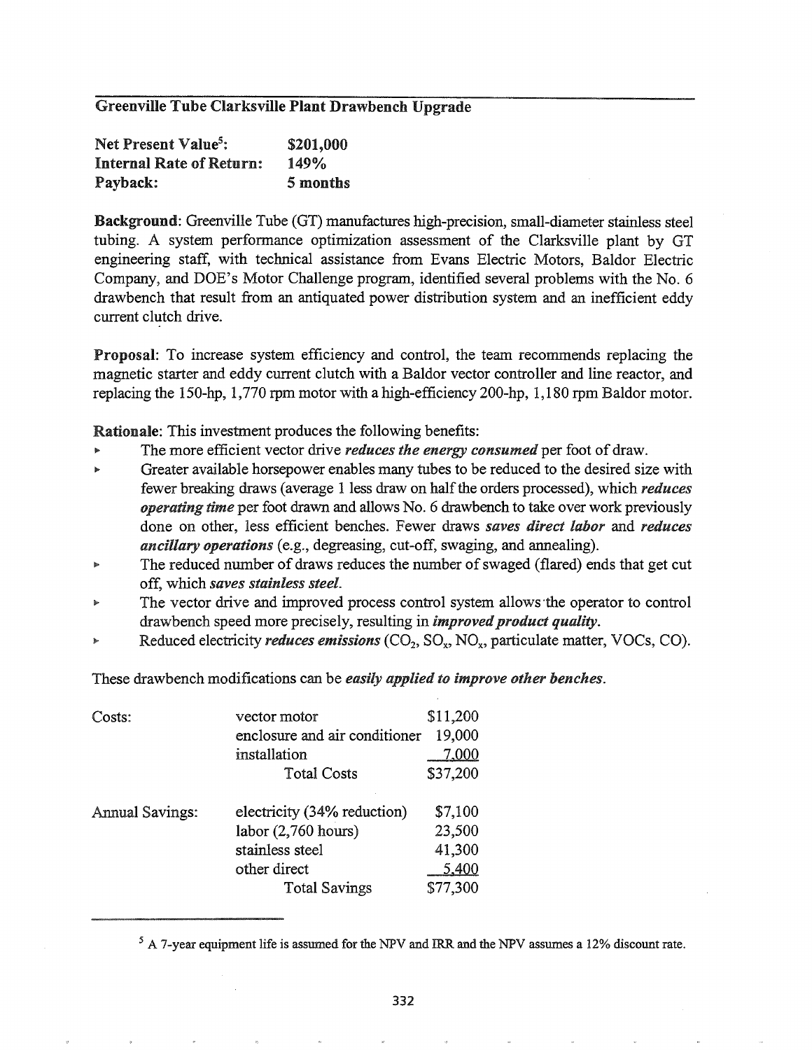## Greenville Tube Clarksville Plant Drawbench Upgrade

| | |
|---|---|
| **Net Present Value[5]:** | **$201,000** |
| **Internal Rate of Return:** | **149%** |
| **Payback:** | **5 months** |

**Background**: Greenville Tube (GT) manufactures high-precision, small-diameter stainless steel tubing. A system performance optimization assessment of the Clarksville plant by GT engineering staff, with technical assistance from Evans Electric Motors, Baldor Electric Company, and DOE's Motor Challenge program, identified several problems with the No. 6 drawbench that result from an antiquated power distribution system and an inefficient eddy current clutch drive.

**Proposal**: To increase system efficiency and control, the team recommends replacing the magnetic starter and eddy current clutch with a Baldor vector controller and line reactor, and replacing the 150-hp, 1,770 rpm motor with a high-efficiency 200-hp, 1,180 rpm Baldor motor.

**Rationale**: This investment produces the following benefits:

- The more efficient vector drive ***reduces the energy consumed*** per foot of draw.
- Greater available horsepower enables many tubes to be reduced to the desired size with fewer breaking draws (average 1 less draw on half the orders processed), which ***reduces operating time*** per foot drawn and allows No. 6 drawbench to take over work previously done on other, less efficient benches. Fewer draws ***saves direct labor*** and ***reduces ancillary operations*** (e.g., degreasing, cut-off, swaging, and annealing).
- The reduced number of draws reduces the number of swaged (flared) ends that get cut off, which ***saves stainless steel***.
- The vector drive and improved process control system allows the operator to control drawbench speed more precisely, resulting in ***improved product quality***.
- Reduced electricity ***reduces emissions*** ($CO_2$, $SO_x$, $NO_x$, particulate matter, VOCs, CO).

These drawbench modifications can be ***easily applied to improve other benches***.

| | | |
|---|---|---|
| Costs: | vector motor | $11,200 |
| | enclosure and air conditioner | 19,000 |
| | installation | 7,000 |
| | Total Costs | $37,200 |
| Annual Savings: | electricity (34% reduction) | $7,100 |
| | labor (2,760 hours) | 23,500 |
| | stainless steel | 41,300 |
| | other direct | 5,400 |
| | Total Savings | $77,300 |

[5] A 7-year equipment life is assumed for the NPV and IRR and the NPV assumes a 12% discount rate.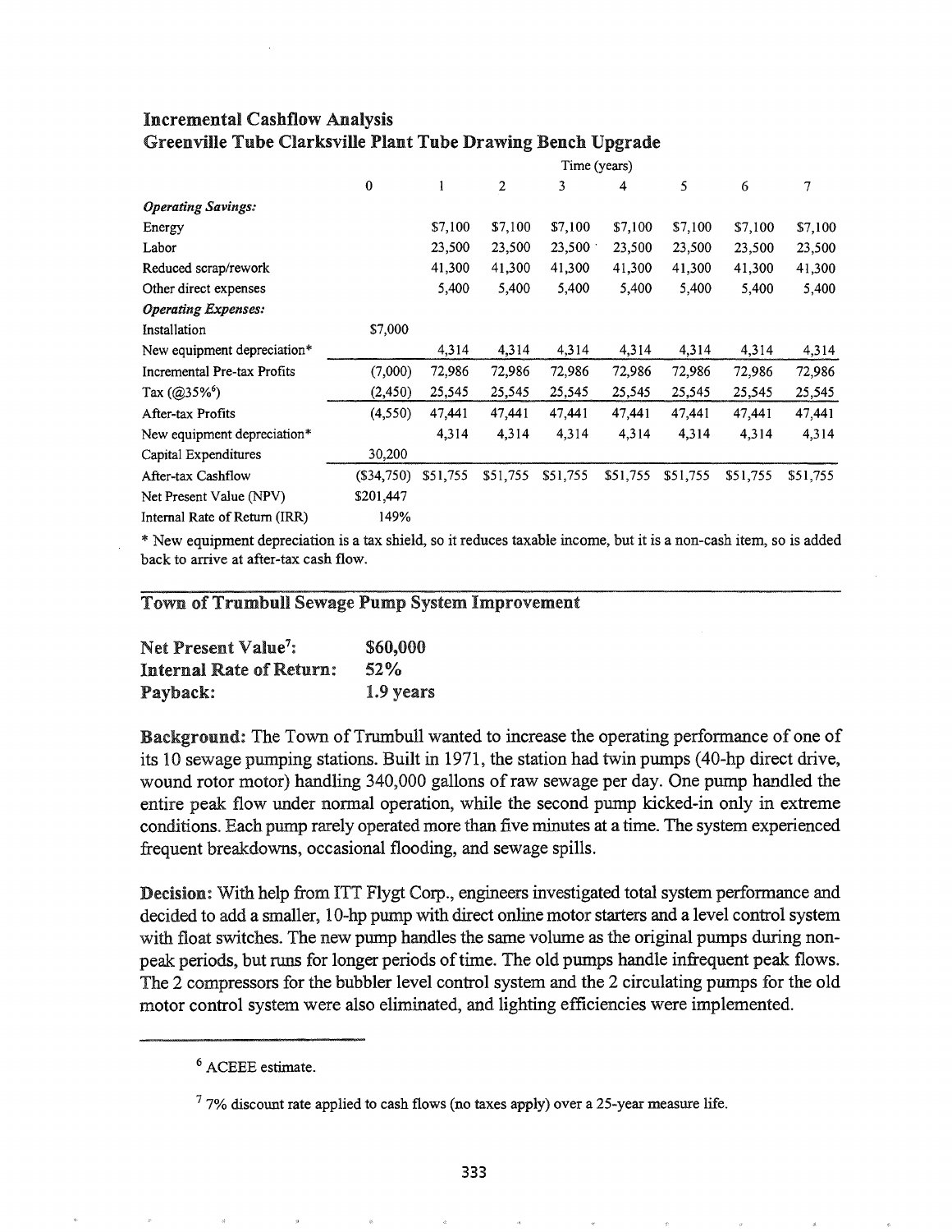### Incremental Cashflow Analysis
### Greenville Tube Clarksville Plant Tube Drawing Bench Upgrade

| | Time (years) | | | | | | | |
|---|---|---|---|---|---|---|---|---|
| | 0 | 1 | 2 | 3 | 4 | 5 | 6 | 7 |
| ***Operating Savings:*** | | | | | | | | |
| Energy | | $7,100 | $7,100 | $7,100 | $7,100 | $7,100 | $7,100 | $7,100 |
| Labor | | 23,500 | 23,500 | 23,500 | 23,500 | 23,500 | 23,500 | 23,500 |
| Reduced scrap/rework | | 41,300 | 41,300 | 41,300 | 41,300 | 41,300 | 41,300 | 41,300 |
| Other direct expenses | | 5,400 | 5,400 | 5,400 | 5,400 | 5,400 | 5,400 | 5,400 |
| ***Operating Expenses:*** | | | | | | | | |
| Installation | $7,000 | | | | | | | |
| New equipment depreciation* | | 4,314 | 4,314 | 4,314 | 4,314 | 4,314 | 4,314 | 4,314 |
| Incremental Pre-tax Profits | (7,000) | 72,986 | 72,986 | 72,986 | 72,986 | 72,986 | 72,986 | 72,986 |
| Tax (@35%[6]) | (2,450) | 25,545 | 25,545 | 25,545 | 25,545 | 25,545 | 25,545 | 25,545 |
| After-tax Profits | (4,550) | 47,441 | 47,441 | 47,441 | 47,441 | 47,441 | 47,441 | 47,441 |
| New equipment depreciation* | | 4,314 | 4,314 | 4,314 | 4,314 | 4,314 | 4,314 | 4,314 |
| Capital Expenditures | 30,200 | | | | | | | |
| After-tax Cashflow | ($34,750) | $51,755 | $51,755 | $51,755 | $51,755 | $51,755 | $51,755 | $51,755 |
| Net Present Value (NPV) | $201,447 | | | | | | | |
| Internal Rate of Return (IRR) | 149% | | | | | | | |

* New equipment depreciation is a tax shield, so it reduces taxable income, but it is a non-cash item, so is added back to arrive at after-tax cash flow.

## Town of Trumbull Sewage Pump System Improvement

**Net Present Value[7]:** $60,000
**Internal Rate of Return:** 52%
**Payback:** 1.9 years

**Background:** The Town of Trumbull wanted to increase the operating performance of one of its 10 sewage pumping stations. Built in 1971, the station had twin pumps (40-hp direct drive, wound rotor motor) handling 340,000 gallons of raw sewage per day. One pump handled the entire peak flow under normal operation, while the second pump kicked-in only in extreme conditions. Each pump rarely operated more than five minutes at a time. The system experienced frequent breakdowns, occasional flooding, and sewage spills.

**Decision:** With help from ITT Flygt Corp., engineers investigated total system performance and decided to add a smaller, 10-hp pump with direct online motor starters and a level control system with float switches. The new pump handles the same volume as the original pumps during non-peak periods, but runs for longer periods of time. The old pumps handle infrequent peak flows. The 2 compressors for the bubbler level control system and the 2 circulating pumps for the old motor control system were also eliminated, and lighting efficiencies were implemented.

---

[6] ACEEE estimate.

[7] 7% discount rate applied to cash flows (no taxes apply) over a 25-year measure life.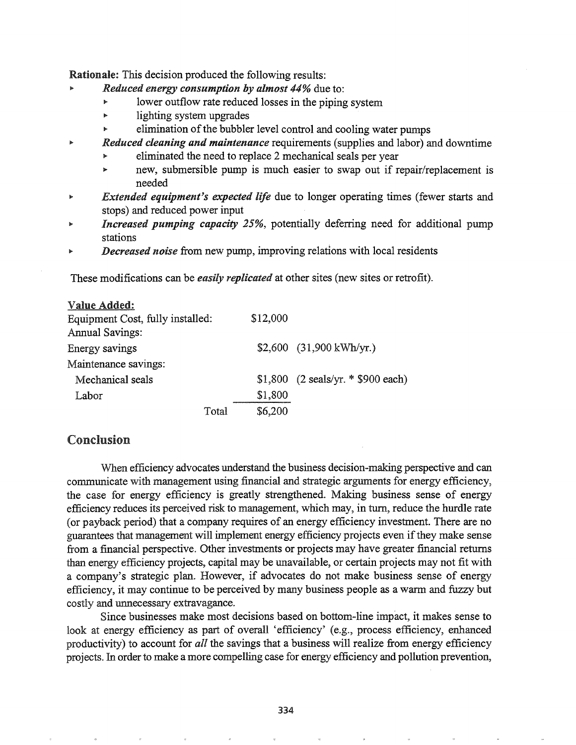**Rationale:** This decision produced the following results:

- ***Reduced energy consumption by almost 44%*** due to:
  - lower outflow rate reduced losses in the piping system
  - lighting system upgrades
  - elimination of the bubbler level control and cooling water pumps
- ***Reduced cleaning and maintenance*** requirements (supplies and labor) and downtime
  - eliminated the need to replace 2 mechanical seals per year
  - new, submersible pump is much easier to swap out if repair/replacement is needed
- ***Extended equipment's expected life*** due to longer operating times (fewer starts and stops) and reduced power input
- ***Increased pumping capacity 25%***, potentially deferring need for additional pump stations
- ***Decreased noise*** from new pump, improving relations with local residents

These modifications can be ***easily replicated*** at other sites (new sites or retrofit).

**Value Added:**

| | | |
|---|---|---|
| Equipment Cost, fully installed: | $12,000 | |
| Annual Savings: | | |
| Energy savings | $2,600 | (31,900 kWh/yr.) |
| Maintenance savings: | | |
| Mechanical seals | $1,800 | (2 seals/yr. * $900 each) |
| Labor | $1,800 | |
| Total | $6,200 | |

## Conclusion

When efficiency advocates understand the business decision-making perspective and can communicate with management using financial and strategic arguments for energy efficiency, the case for energy efficiency is greatly strengthened. Making business sense of energy efficiency reduces its perceived risk to management, which may, in turn, reduce the hurdle rate (or payback period) that a company requires of an energy efficiency investment. There are no guarantees that management will implement energy efficiency projects even if they make sense from a financial perspective. Other investments or projects may have greater financial returns than energy efficiency projects, capital may be unavailable, or certain projects may not fit with a company's strategic plan. However, if advocates do not make business sense of energy efficiency, it may continue to be perceived by many business people as a warm and fuzzy but costly and unnecessary extravagance.

Since businesses make most decisions based on bottom-line impact, it makes sense to look at energy efficiency as part of overall 'efficiency' (e.g., process efficiency, enhanced productivity) to account for *all* the savings that a business will realize from energy efficiency projects. In order to make a more compelling case for energy efficiency and pollution prevention,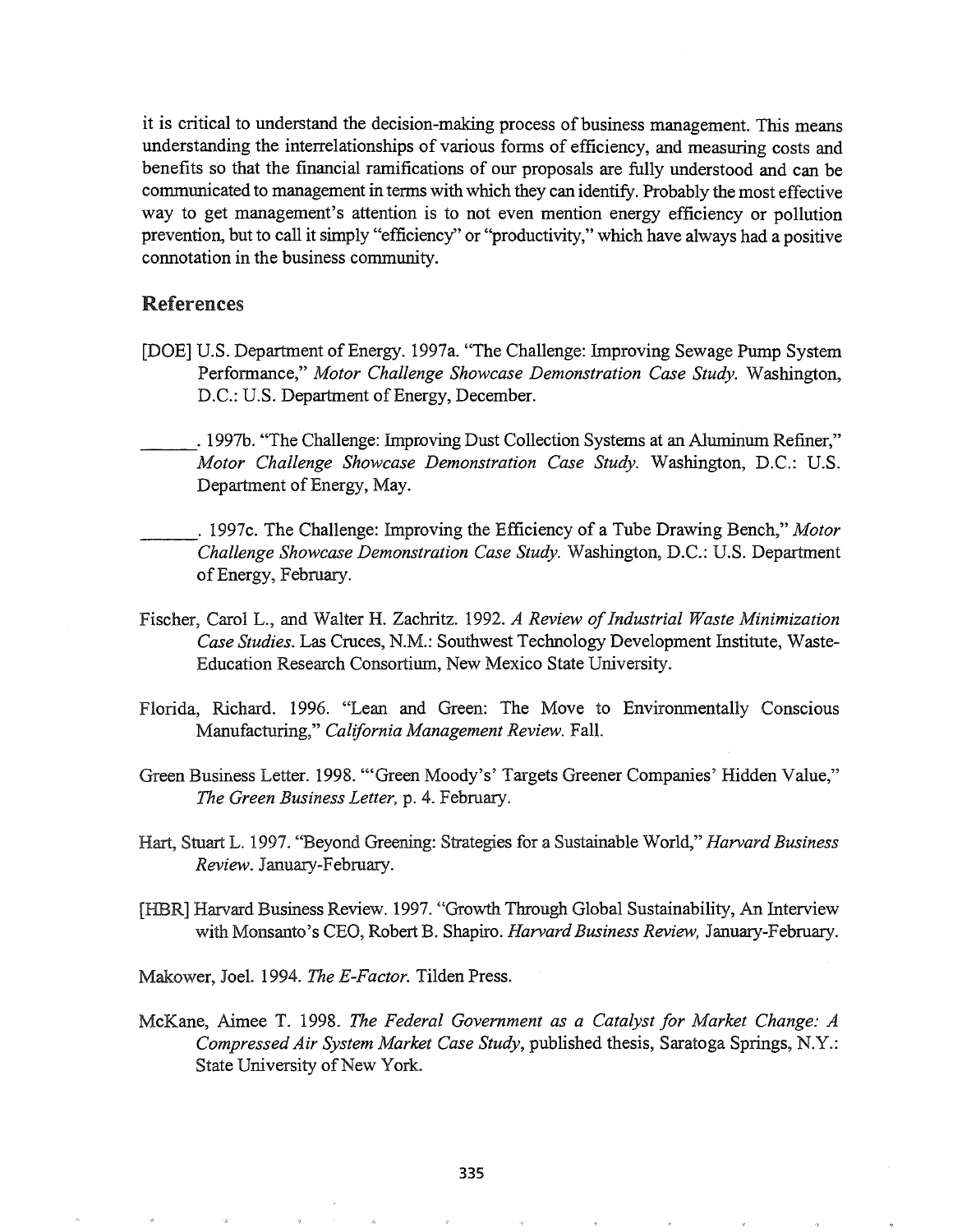it is critical to understand the decision-making process of business management. This means understanding the interrelationships of various forms of efficiency, and measuring costs and benefits so that the financial ramifications of our proposals are fully understood and can be communicated to management in terms with which they can identify. Probably the most effective way to get management's attention is to not even mention energy efficiency or pollution prevention, but to call it simply "efficiency" or "productivity," which have always had a positive connotation in the business community.

## References

[DOE] U.S. Department of Energy. 1997a. "The Challenge: Improving Sewage Pump System Performance," *Motor Challenge Showcase Demonstration Case Study*. Washington, D.C.: U.S. Department of Energy, December.

______. 1997b. "The Challenge: Improving Dust Collection Systems at an Aluminum Refiner," *Motor Challenge Showcase Demonstration Case Study*. Washington, D.C.: U.S. Department of Energy, May.

______. 1997c. The Challenge: Improving the Efficiency of a Tube Drawing Bench," *Motor Challenge Showcase Demonstration Case Study*. Washington, D.C.: U.S. Department of Energy, February.

Fischer, Carol L., and Walter H. Zachritz. 1992. *A Review of Industrial Waste Minimization Case Studies*. Las Cruces, N.M.: Southwest Technology Development Institute, Waste-Education Research Consortium, New Mexico State University.

Florida, Richard. 1996. "Lean and Green: The Move to Environmentally Conscious Manufacturing," *California Management Review*. Fall.

Green Business Letter. 1998. "'Green Moody's' Targets Greener Companies' Hidden Value," *The Green Business Letter*, p. 4. February.

Hart, Stuart L. 1997. "Beyond Greening: Strategies for a Sustainable World," *Harvard Business Review*. January-February.

[HBR] Harvard Business Review. 1997. "Growth Through Global Sustainability, An Interview with Monsanto's CEO, Robert B. Shapiro. *Harvard Business Review*, January-February.

Makower, Joel. 1994. *The E-Factor*. Tilden Press.

McKane, Aimee T. 1998. *The Federal Government as a Catalyst for Market Change: A Compressed Air System Market Case Study*, published thesis, Saratoga Springs, N.Y.: State University of New York.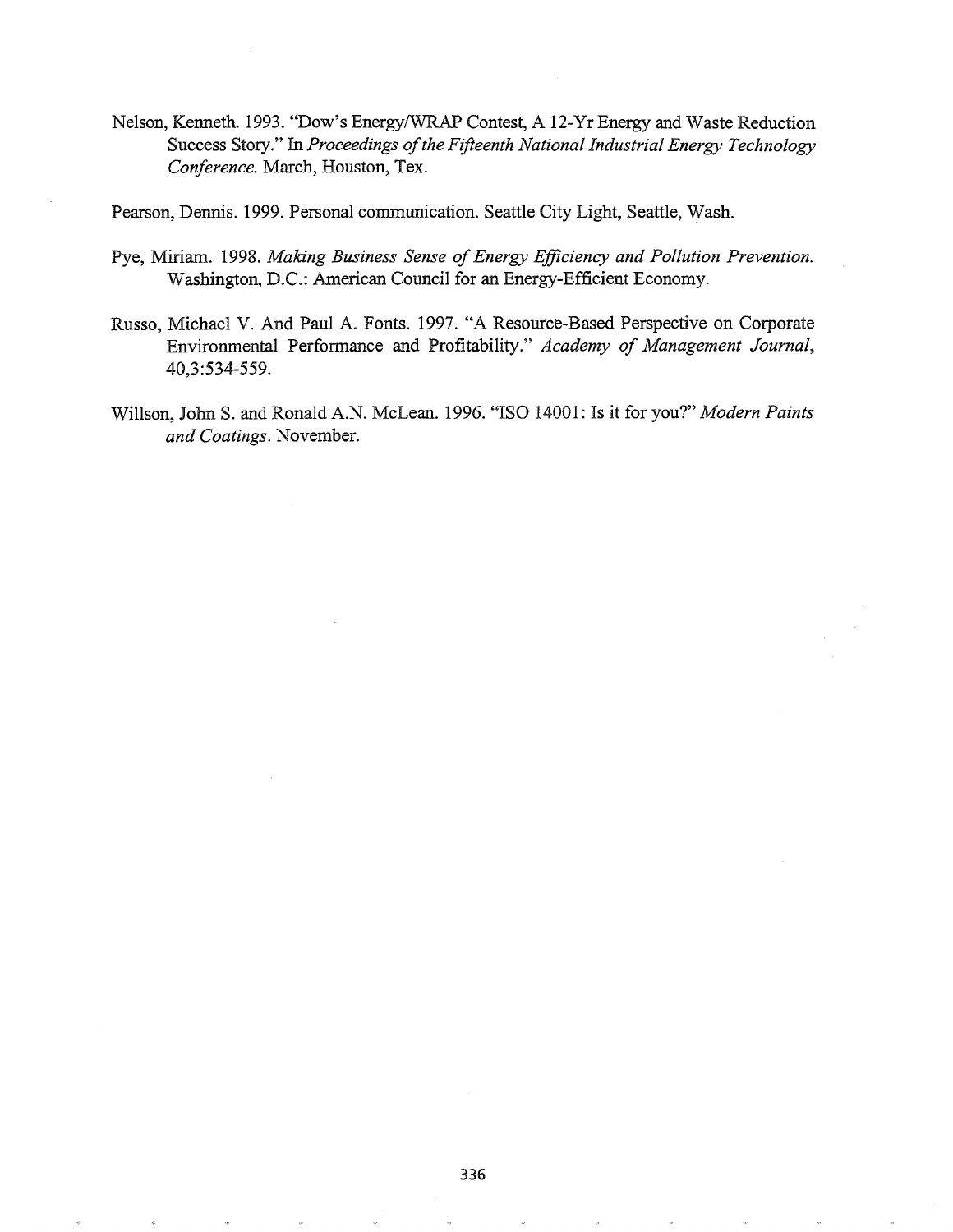Nelson, Kenneth. 1993. "Dow's Energy/WRAP Contest, A 12-Yr Energy and Waste Reduction Success Story." In *Proceedings of the Fifteenth National Industrial Energy Technology Conference.* March, Houston, Tex.

Pearson, Dennis. 1999. Personal communication. Seattle City Light, Seattle, Wash.

Pye, Miriam. 1998. *Making Business Sense of Energy Efficiency and Pollution Prevention.* Washington, D.C.: American Council for an Energy-Efficient Economy.

Russo, Michael V. And Paul A. Fonts. 1997. "A Resource-Based Perspective on Corporate Environmental Performance and Profitability." *Academy of Management Journal*, 40,3:534-559.

Willson, John S. and Ronald A.N. McLean. 1996. "ISO 14001: Is it for you?" *Modern Paints and Coatings*. November.